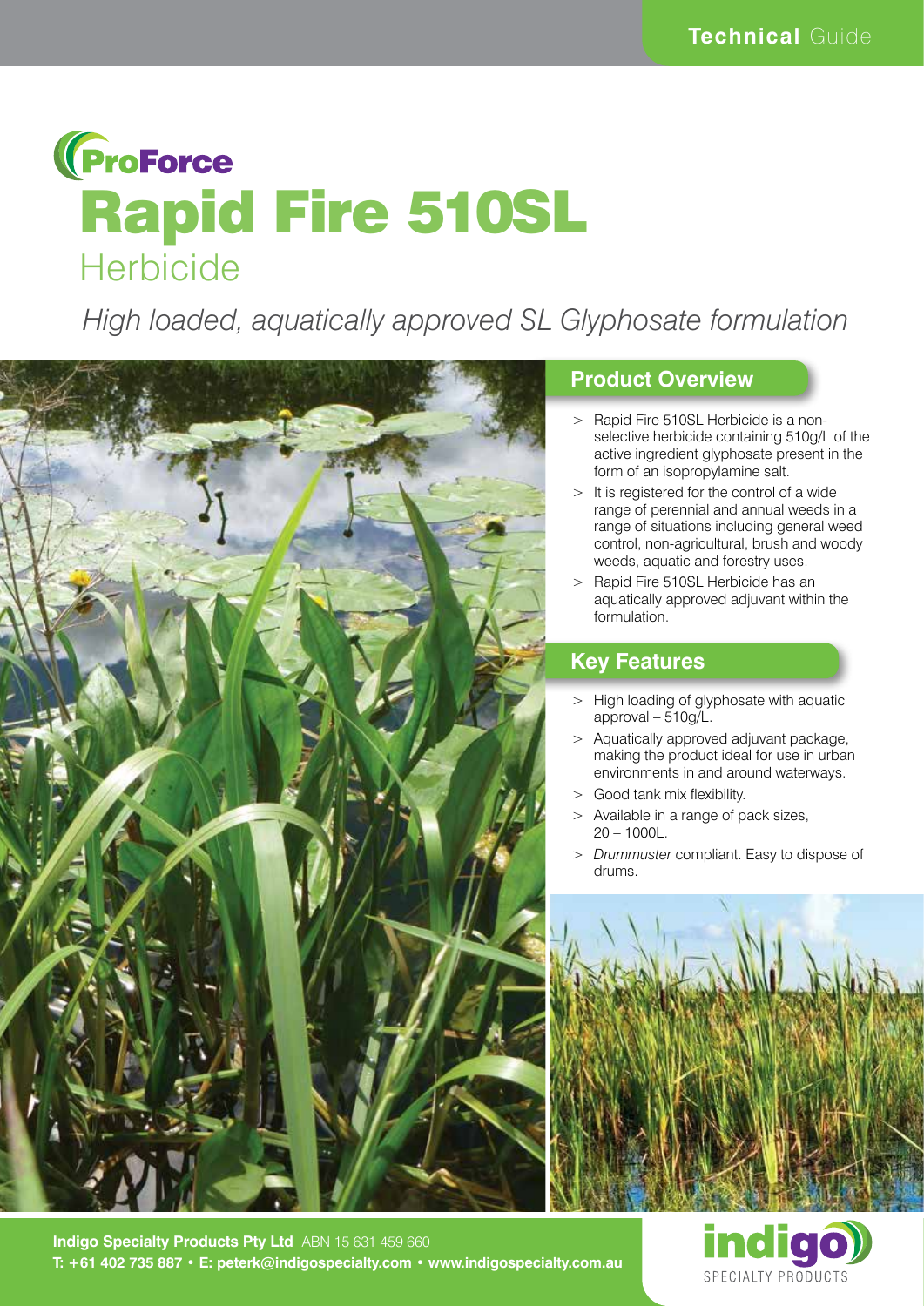Technical Guide

ProForce

# Rapid Fire 510SL Herbicide

*High loaded, aquatically approved SL Glyphosate formulation*

## Product Overview

- Rapid Fire 510SL Herbicide is a non-selective herbicide containing 510g/L of the active ingredient glyphosate present in the form of an isopropylamine salt.
- It is registered for the control of a wide range of perennial and annual weeds in a range of situations including general weed control, non-agricultural, brush and woody weeds, aquatic and forestry uses.
- Rapid Fire 510SL Herbicide has an aquatically approved adjuvant within the formulation.

## Key Features

- High loading of glyphosate with aquatic approval – 510g/L.
- Aquatically approved adjuvant package, making the product ideal for use in urban environments in and around waterways.
- Good tank mix flexibility.
- Available in a range of pack sizes, 20 – 1000L.
- *Drummuster* compliant. Easy to dispose of drums.

**Indigo Specialty Products Pty Ltd** ABN 15 631 459 660
**T: +61 402 735 887 • E: peterk@indigospecialty.com • www.indigospecialty.com.au**

indigo SPECIALTY PRODUCTS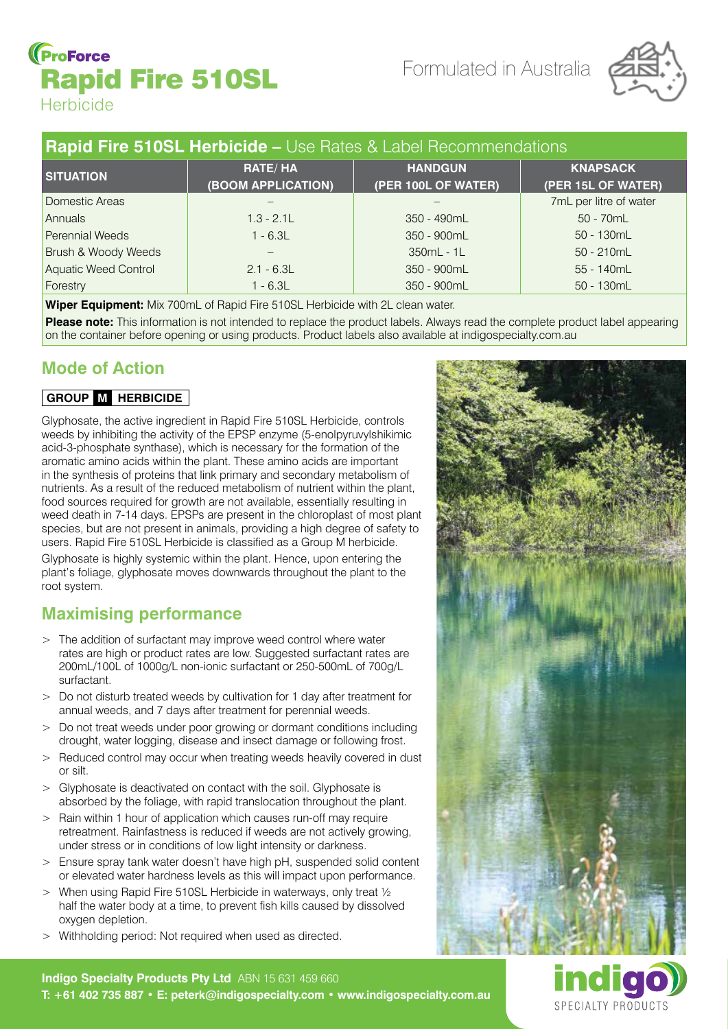ProForce

# Rapid Fire 510SL

Herbicide

Formulated in Australia

## Rapid Fire 510SL Herbicide – Use Rates & Label Recommendations

| SITUATION | RATE/ HA (BOOM APPLICATION) | HANDGUN (PER 100L OF WATER) | KNAPSACK (PER 15L OF WATER) |
|---|---|---|---|
| Domestic Areas | – | – | 7mL per litre of water |
| Annuals | 1.3 - 2.1L | 350 - 490mL | 50 - 70mL |
| Perennial Weeds | 1 - 6.3L | 350 - 900mL | 50 - 130mL |
| Brush & Woody Weeds | – | 350mL - 1L | 50 - 210mL |
| Aquatic Weed Control | 2.1 - 6.3L | 350 - 900mL | 55 - 140mL |
| Forestry | 1 - 6.3L | 350 - 900mL | 50 - 130mL |

**Wiper Equipment:** Mix 700mL of Rapid Fire 510SL Herbicide with 2L clean water.

**Please note:** This information is not intended to replace the product labels. Always read the complete product label appearing on the container before opening or using products. Product labels also available at indigospecialty.com.au

## Mode of Action

**GROUP M HERBICIDE**

Glyphosate, the active ingredient in Rapid Fire 510SL Herbicide, controls weeds by inhibiting the activity of the EPSP enzyme (5-enolpyruvylshikimic acid-3-phosphate synthase), which is necessary for the formation of the aromatic amino acids within the plant. These amino acids are important in the synthesis of proteins that link primary and secondary metabolism of nutrients. As a result of the reduced metabolism of nutrient within the plant, food sources required for growth are not available, essentially resulting in weed death in 7-14 days. EPSPs are present in the chloroplast of most plant species, but are not present in animals, providing a high degree of safety to users. Rapid Fire 510SL Herbicide is classified as a Group M herbicide.

Glyphosate is highly systemic within the plant. Hence, upon entering the plant's foliage, glyphosate moves downwards throughout the plant to the root system.

## Maximising performance

- The addition of surfactant may improve weed control where water rates are high or product rates are low. Suggested surfactant rates are 200mL/100L of 1000g/L non-ionic surfactant or 250-500mL of 700g/L surfactant.
- Do not disturb treated weeds by cultivation for 1 day after treatment for annual weeds, and 7 days after treatment for perennial weeds.
- Do not treat weeds under poor growing or dormant conditions including drought, water logging, disease and insect damage or following frost.
- Reduced control may occur when treating weeds heavily covered in dust or silt.
- Glyphosate is deactivated on contact with the soil. Glyphosate is absorbed by the foliage, with rapid translocation throughout the plant.
- Rain within 1 hour of application which causes run-off may require retreatment. Rainfastness is reduced if weeds are not actively growing, under stress or in conditions of low light intensity or darkness.
- Ensure spray tank water doesn't have high pH, suspended solid content or elevated water hardness levels as this will impact upon performance.
- When using Rapid Fire 510SL Herbicide in waterways, only treat ½ half the water body at a time, to prevent fish kills caused by dissolved oxygen depletion.
- Withholding period: Not required when used as directed.

**Indigo Specialty Products Pty Ltd** ABN 15 631 459 660
**T: +61 402 735 887 • E: peterk@indigospecialty.com • www.indigospecialty.com.au**

indigo SPECIALTY PRODUCTS